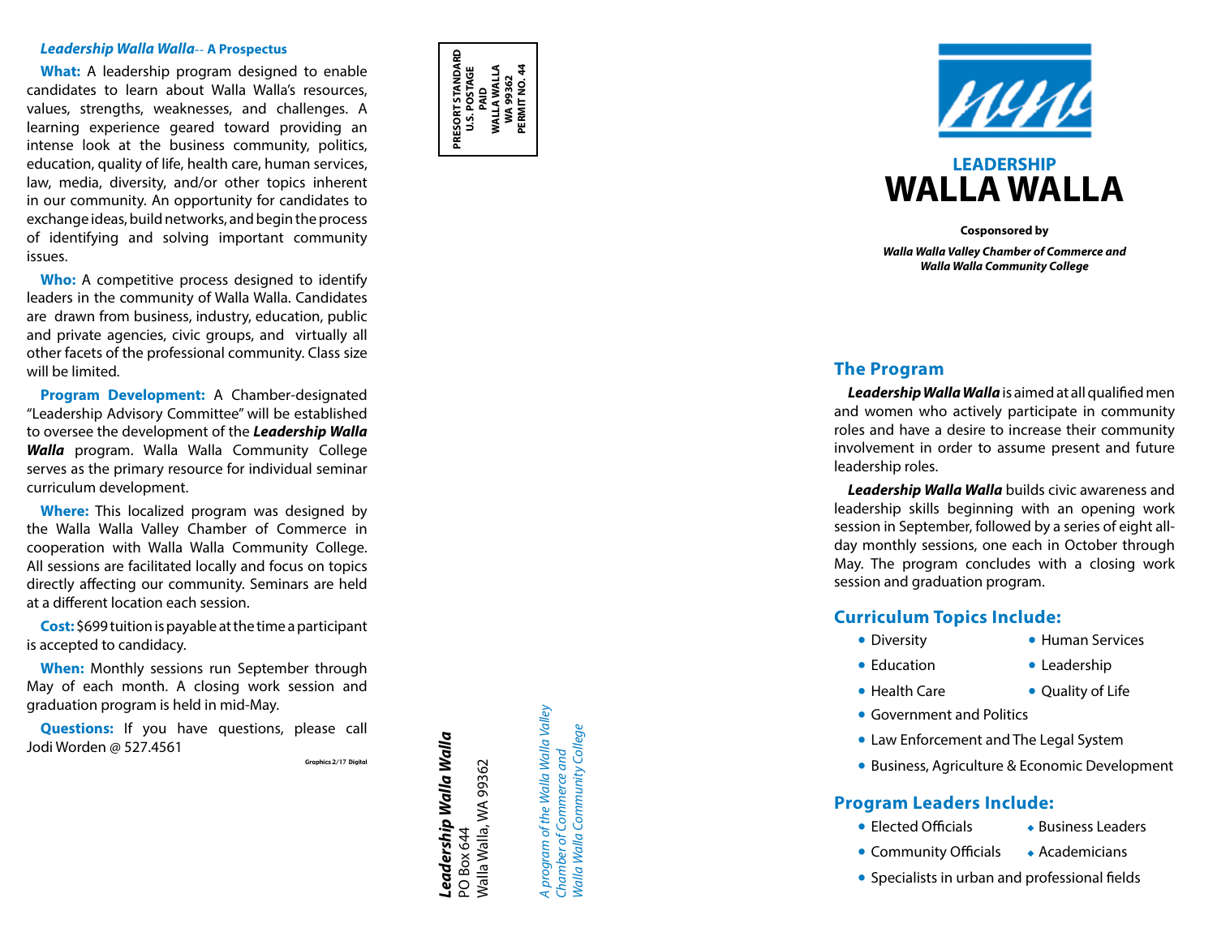***Leadership Walla Walla*****-- A Prospectus**

**What:** A leadership program designed to enable candidates to learn about Walla Walla's resources, values, strengths, weaknesses, and challenges. A learning experience geared toward providing an intense look at the business community, politics, education, quality of life, health care, human services, law, media, diversity, and/or other topics inherent in our community. An opportunity for candidates to exchange ideas, build networks, and begin the process of identifying and solving important community issues.

**Who:** A competitive process designed to identify leaders in the community of Walla Walla. Candidates are drawn from business, industry, education, public and private agencies, civic groups, and virtually all other facets of the professional community. Class size will be limited.

**Program Development:** A Chamber-designated "Leadership Advisory Committee" will be established to oversee the development of the ***Leadership Walla Walla*** program. Walla Walla Community College serves as the primary resource for individual seminar curriculum development.

**Where:** This localized program was designed by the Walla Walla Valley Chamber of Commerce in cooperation with Walla Walla Community College. All sessions are facilitated locally and focus on topics directly affecting our community. Seminars are held at a different location each session.

**Cost:** $699 tuition is payable at the time a participant is accepted to candidacy.

**When:** Monthly sessions run September through May of each month. A closing work session and graduation program is held in mid-May.

**Questions:** If you have questions, please call Jodi Worden @ 527.4561

Graphics 2/17 Digital

**PRESORT STANDARD**
**U.S. POSTAGE**
**PAID**
**WALLA WALLA**
**WA 99362**
**PERMIT NO. 44**

***Leadership Walla Walla***
PO Box 644
Walla Walla, WA 99362

*A program of the Walla Walla Valley Chamber of Commerce and Walla Walla Community College*

# LEADERSHIP WALLA WALLA

**Cosponsored by**

***Walla Walla Valley Chamber of Commerce and Walla Walla Community College***

## The Program

***Leadership Walla Walla*** is aimed at all qualified men and women who actively participate in community roles and have a desire to increase their community involvement in order to assume present and future leadership roles.

***Leadership Walla Walla*** builds civic awareness and leadership skills beginning with an opening work session in September, followed by a series of eight all-day monthly sessions, one each in October through May. The program concludes with a closing work session and graduation program.

## Curriculum Topics Include:

- Diversity
- Human Services
- Education
- Leadership
- Health Care
- Quality of Life
- Government and Politics
- Law Enforcement and The Legal System
- Business, Agriculture & Economic Development

## Program Leaders Include:

- Elected Officials
- Business Leaders
- Community Officials
- Academicians
- Specialists in urban and professional fields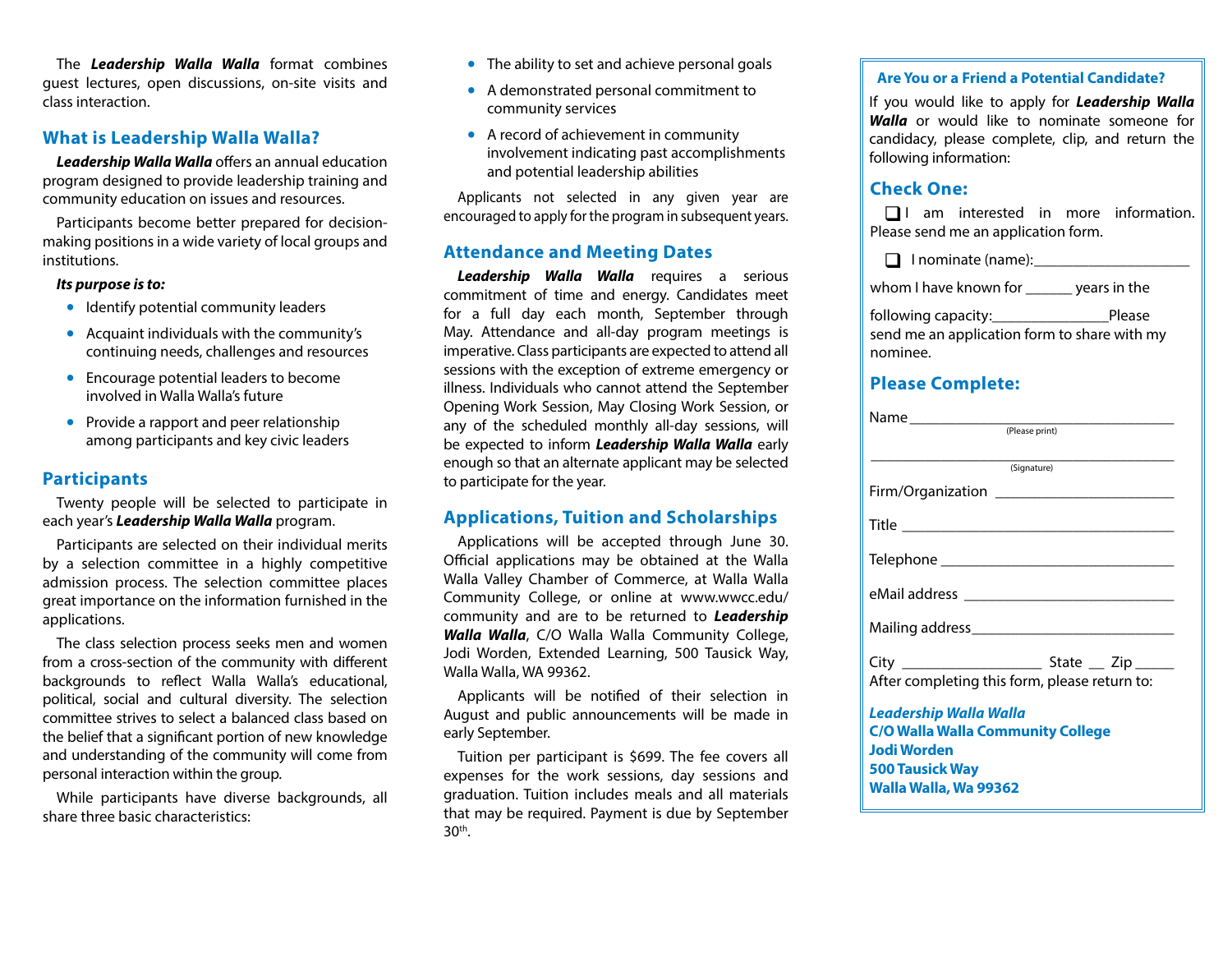The ***Leadership Walla Walla*** format combines guest lectures, open discussions, on-site visits and class interaction.

## What is Leadership Walla Walla?

***Leadership Walla Walla*** offers an annual education program designed to provide leadership training and community education on issues and resources.

Participants become better prepared for decision-making positions in a wide variety of local groups and institutions.

***Its purpose is to:***

- Identify potential community leaders
- Acquaint individuals with the community's continuing needs, challenges and resources
- Encourage potential leaders to become involved in Walla Walla's future
- Provide a rapport and peer relationship among participants and key civic leaders

## Participants

Twenty people will be selected to participate in each year's ***Leadership Walla Walla*** program.

Participants are selected on their individual merits by a selection committee in a highly competitive admission process. The selection committee places great importance on the information furnished in the applications.

The class selection process seeks men and women from a cross-section of the community with different backgrounds to reflect Walla Walla's educational, political, social and cultural diversity. The selection committee strives to select a balanced class based on the belief that a significant portion of new knowledge and understanding of the community will come from personal interaction within the group.

While participants have diverse backgrounds, all share three basic characteristics:

- The ability to set and achieve personal goals
- A demonstrated personal commitment to community services
- A record of achievement in community involvement indicating past accomplishments and potential leadership abilities

Applicants not selected in any given year are encouraged to apply for the program in subsequent years.

## Attendance and Meeting Dates

***Leadership Walla Walla*** requires a serious commitment of time and energy. Candidates meet for a full day each month, September through May. Attendance and all-day program meetings is imperative. Class participants are expected to attend all sessions with the exception of extreme emergency or illness. Individuals who cannot attend the September Opening Work Session, May Closing Work Session, or any of the scheduled monthly all-day sessions, will be expected to inform ***Leadership Walla Walla*** early enough so that an alternate applicant may be selected to participate for the year.

## Applications, Tuition and Scholarships

Applications will be accepted through June 30. Official applications may be obtained at the Walla Walla Valley Chamber of Commerce, at Walla Walla Community College, or online at www.wwcc.edu/community and are to be returned to ***Leadership Walla Walla***, C/O Walla Walla Community College, Jodi Worden, Extended Learning, 500 Tausick Way, Walla Walla, WA 99362.

Applicants will be notified of their selection in August and public announcements will be made in early September.

Tuition per participant is $699. The fee covers all expenses for the work sessions, day sessions and graduation. Tuition includes meals and all materials that may be required. Payment is due by September 30th.

### Are You or a Friend a Potential Candidate?

If you would like to apply for ***Leadership Walla Walla*** or would like to nominate someone for candidacy, please complete, clip, and return the following information:

## Check One:

❑ I am interested in more information. Please send me an application form.

❑ I nominate (name):____________________

whom I have known for ______ years in the following capacity:_______________Please send me an application form to share with my nominee.

## Please Complete:

Name ____________________________________
(Please print)

____________________________________
(Signature)

Firm/Organization ________________________

Title ____________________________________

Telephone ________________________________

eMail address ____________________________

Mailing address __________________________

City __________________ State __ Zip _____

After completing this form, please return to:

***Leadership Walla Walla***
**C/O Walla Walla Community College**
**Jodi Worden**
**500 Tausick Way**
**Walla Walla, Wa 99362**